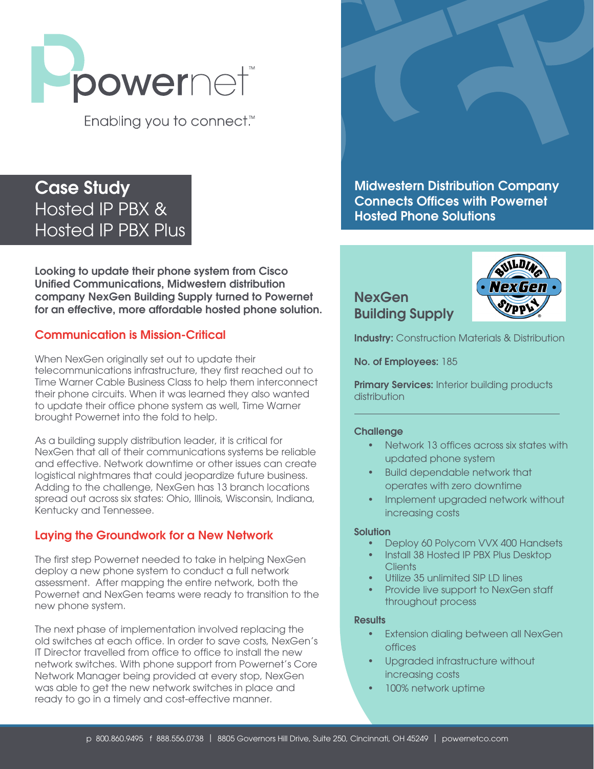powernet™

Enabling you to connect.™

# Case Study
## Hosted IP PBX & Hosted IP PBX Plus

## Midwestern Distribution Company Connects Offices with Powernet Hosted Phone Solutions

**Looking to update their phone system from Cisco Unified Communications, Midwestern distribution company NexGen Building Supply turned to Powernet for an effective, more affordable hosted phone solution.**

### Communication is Mission-Critical

When NexGen originally set out to update their telecommunications infrastructure, they first reached out to Time Warner Cable Business Class to help them interconnect their phone circuits. When it was learned they also wanted to update their office phone system as well, Time Warner brought Powernet into the fold to help.

As a building supply distribution leader, it is critical for NexGen that all of their communications systems be reliable and effective. Network downtime or other issues can create logistical nightmares that could jeopardize future business. Adding to the challenge, NexGen has 13 branch locations spread out across six states: Ohio, Illinois, Wisconsin, Indiana, Kentucky and Tennessee.

### Laying the Groundwork for a New Network

The first step Powernet needed to take in helping NexGen deploy a new phone system to conduct a full network assessment. After mapping the entire network, both the Powernet and NexGen teams were ready to transition to the new phone system.

The next phase of implementation involved replacing the old switches at each office. In order to save costs, NexGen's IT Director travelled from office to office to install the new network switches. With phone support from Powernet's Core Network Manager being provided at every stop, NexGen was able to get the new network switches in place and ready to go in a timely and cost-effective manner.

## NexGen Building Supply

**Industry:** Construction Materials & Distribution

**No. of Employees:** 185

**Primary Services:** Interior building products distribution

### Challenge

- Network 13 offices across six states with updated phone system
- Build dependable network that operates with zero downtime
- Implement upgraded network without increasing costs

### Solution

- Deploy 60 Polycom VVX 400 Handsets
- Install 38 Hosted IP PBX Plus Desktop Clients
- Utilize 35 unlimited SIP LD lines
- Provide live support to NexGen staff throughout process

### Results

- Extension dialing between all NexGen offices
- Upgraded infrastructure without increasing costs
- 100% network uptime

p 800.860.9495 | f 888.556.0738 | 8805 Governors Hill Drive, Suite 250, Cincinnati, OH 45249 | powernetco.com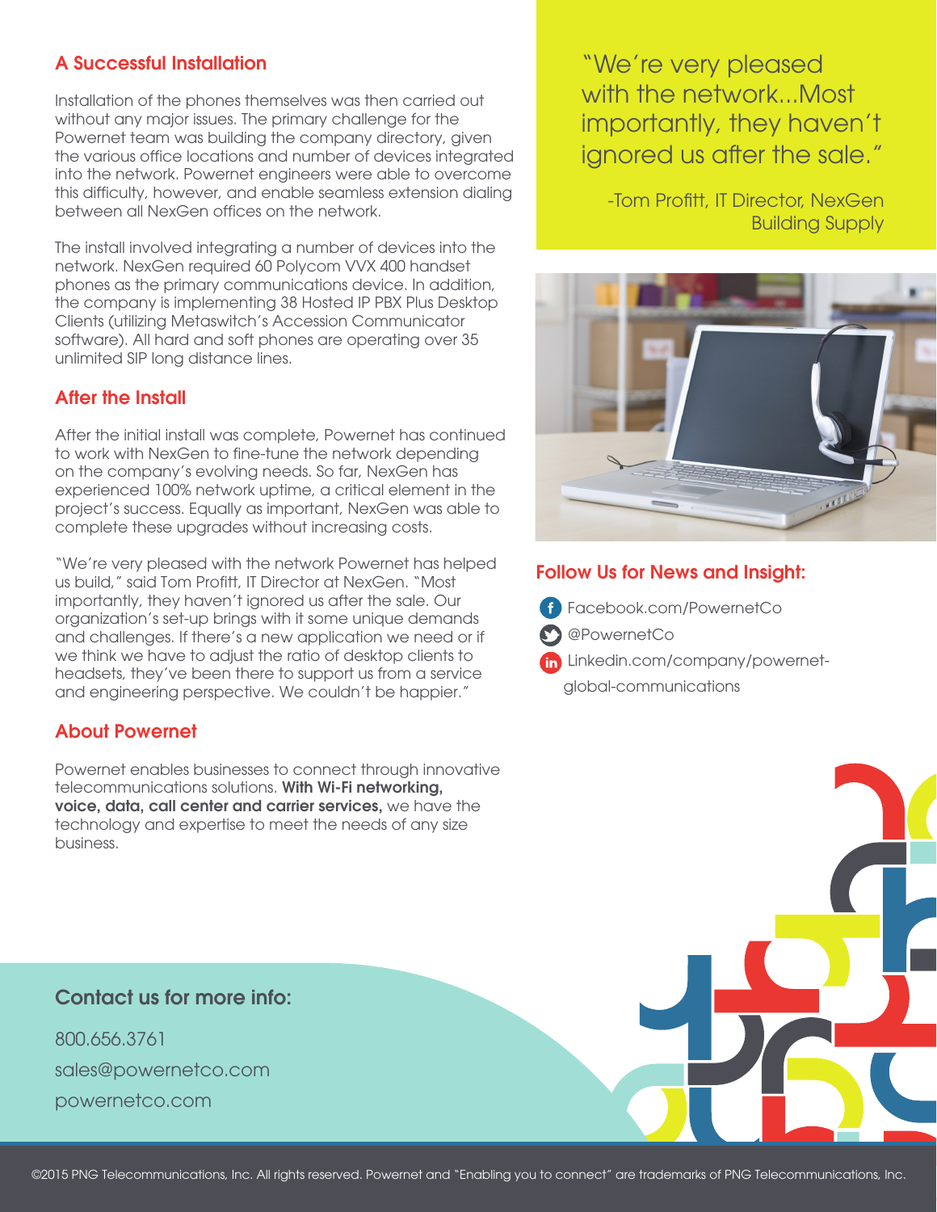## A Successful Installation

Installation of the phones themselves was then carried out without any major issues. The primary challenge for the Powernet team was building the company directory, given the various office locations and number of devices integrated into the network. Powernet engineers were able to overcome this difficulty, however, and enable seamless extension dialing between all NexGen offices on the network.

The install involved integrating a number of devices into the network. NexGen required 60 Polycom VVX 400 handset phones as the primary communications device. In addition, the company is implementing 38 Hosted IP PBX Plus Desktop Clients (utilizing Metaswitch's Accession Communicator software). All hard and soft phones are operating over 35 unlimited SIP long distance lines.

## After the Install

After the initial install was complete, Powernet has continued to work with NexGen to fine-tune the network depending on the company's evolving needs. So far, NexGen has experienced 100% network uptime, a critical element in the project's success. Equally as important, NexGen was able to complete these upgrades without increasing costs.

"We're very pleased with the network Powernet has helped us build," said Tom Profitt, IT Director at NexGen. "Most importantly, they haven't ignored us after the sale. Our organization's set-up brings with it some unique demands and challenges. If there's a new application we need or if we think we have to adjust the ratio of desktop clients to headsets, they've been there to support us from a service and engineering perspective. We couldn't be happier."

## About Powernet

Powernet enables businesses to connect through innovative telecommunications solutions. **With Wi-Fi networking, voice, data, call center and carrier services,** we have the technology and expertise to meet the needs of any size business.

> "We're very pleased with the network...Most importantly, they haven't ignored us after the sale."
>
> -Tom Profitt, IT Director, NexGen Building Supply

## Follow Us for News and Insight:

- Facebook.com/PowernetCo
- @PowernetCo
- Linkedin.com/company/powernet-global-communications

## Contact us for more info:

800.656.3761

sales@powernetco.com

powernetco.com

©2015 PNG Telecommunications, Inc. All rights reserved. Powernet and "Enabling you to connect" are trademarks of PNG Telecommunications, Inc.